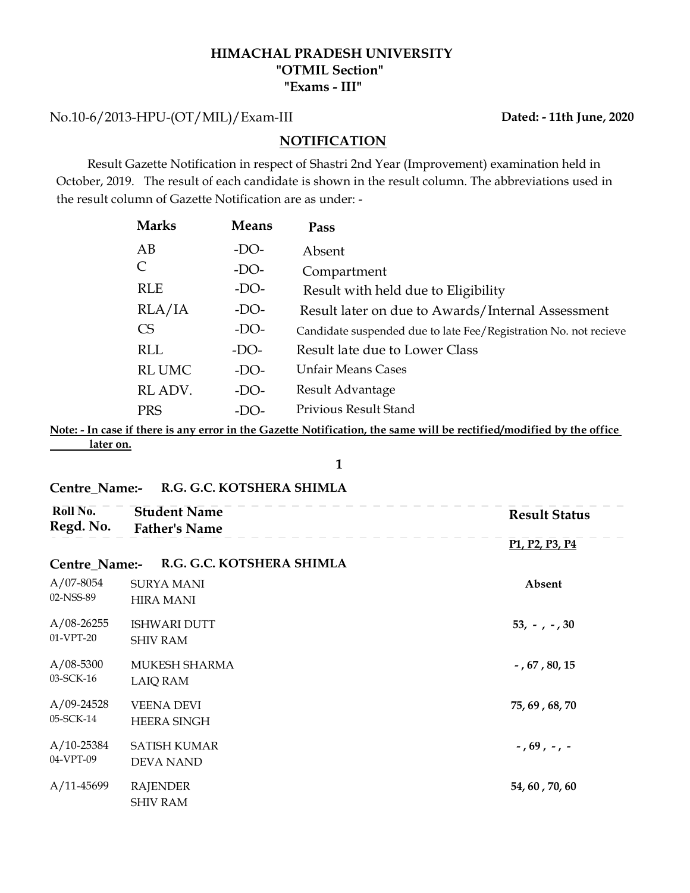**HIMACHAL PRADESH UNIVERSITY**
**"OTMIL Section"**
**"Exams - III"**

No.10-6/2013-HPU-(OT/MIL)/Exam-III **Dated: - 11th June, 2020**

## NOTIFICATION

Result Gazette Notification in respect of Shastri 2nd Year (Improvement) examination held in October, 2019. The result of each candidate is shown in the result column. The abbreviations used in the result column of Gazette Notification are as under: -

| Marks | Means | Pass |
|---|---|---|
| AB | -DO- | Absent |
| C | -DO- | Compartment |
| RLE | -DO- | Result with held due to Eligibility |
| RLA/IA | -DO- | Result later on due to Awards/Internal Assessment |
| CS | -DO- | Candidate suspended due to late Fee/Registration No. not recieve |
| RLL | -DO- | Result late due to Lower Class |
| RL UMC | -DO- | Unfair Means Cases |
| RL ADV. | -DO- | Result Advantage |
| PRS | -DO- | Privious Result Stand |

**Note: - In case if there is any error in the Gazette Notification, the same will be rectified/modified by the office later on.**

**Centre_Name:- R.G. G.C. KOTSHERA SHIMLA**

| Roll No. / Regd. No. | Student Name / Father's Name | Result Status (P1, P2, P3, P4) |
|---|---|---|
| **Centre_Name:-** | **R.G. G.C. KOTSHERA SHIMLA** | |
| A/07-8054<br>02-NSS-89 | SURYA MANI<br>HIRA MANI | **Absent** |
| A/08-26255<br>01-VPT-20 | ISHWARI DUTT<br>SHIV RAM | **53, - , - , 30** |
| A/08-5300<br>03-SCK-16 | MUKESH SHARMA<br>LAIQ RAM | **- , 67 , 80, 15** |
| A/09-24528<br>05-SCK-14 | VEENA DEVI<br>HEERA SINGH | **75, 69 , 68, 70** |
| A/10-25384<br>04-VPT-09 | SATISH KUMAR<br>DEVA NAND | **- , 69 , - , -** |
| A/11-45699 | RAJENDER<br>SHIV RAM | **54, 60 , 70, 60** |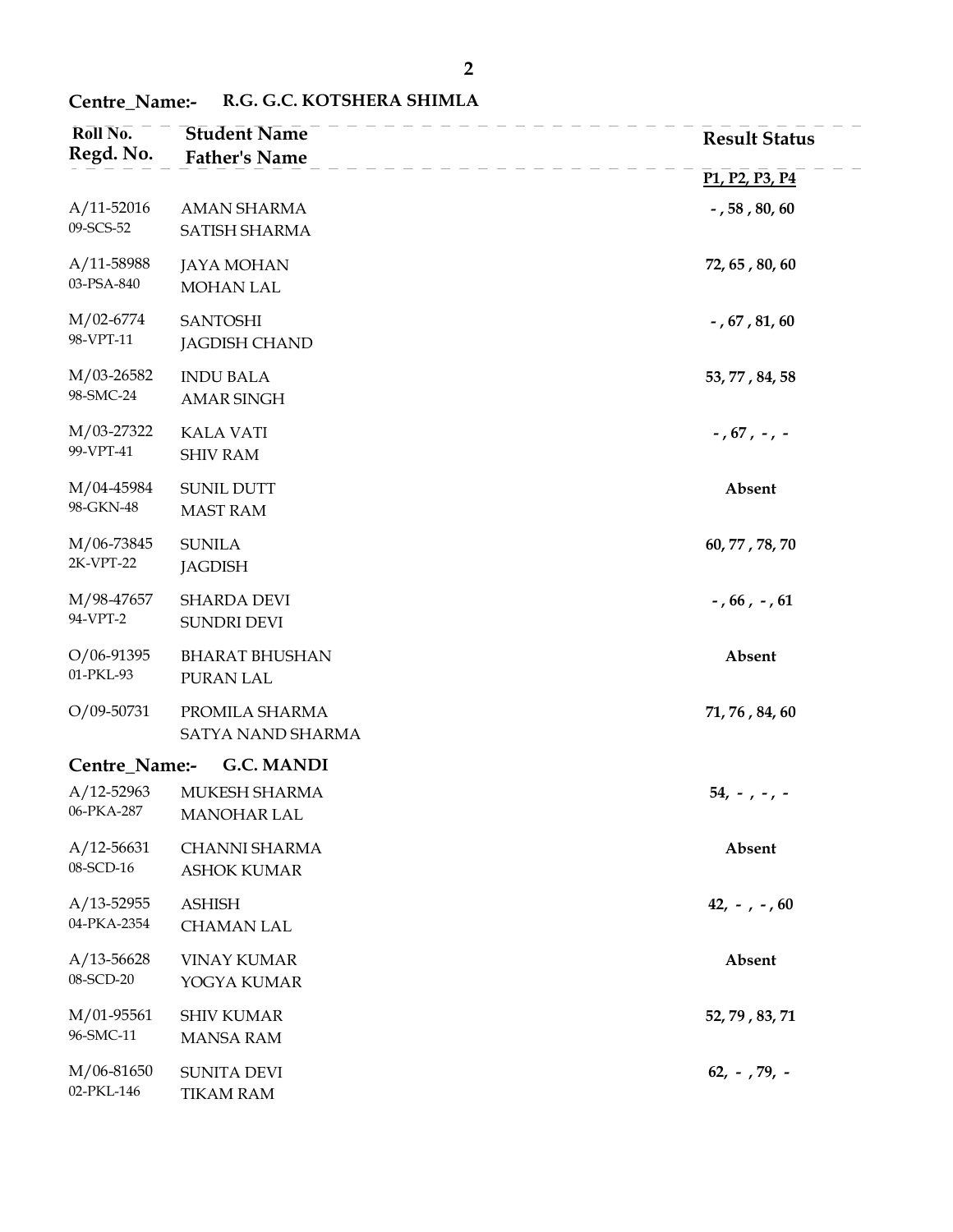**Centre_Name:- R.G. G.C. KOTSHERA SHIMLA**

| Roll No. / Regd. No. | Student Name / Father's Name | Result Status (P1, P2, P3, P4) |
|---|---|---|
| A/11-52016<br>09-SCS-52 | AMAN SHARMA<br>SATISH SHARMA | - , 58 , 80, 60 |
| A/11-58988<br>03-PSA-840 | JAYA MOHAN<br>MOHAN LAL | 72, 65 , 80, 60 |
| M/02-6774<br>98-VPT-11 | SANTOSHI<br>JAGDISH CHAND | - , 67 , 81, 60 |
| M/03-26582<br>98-SMC-24 | INDU BALA<br>AMAR SINGH | 53, 77 , 84, 58 |
| M/03-27322<br>99-VPT-41 | KALA VATI<br>SHIV RAM | - , 67 , - , - |
| M/04-45984<br>98-GKN-48 | SUNIL DUTT<br>MAST RAM | Absent |
| M/06-73845<br>2K-VPT-22 | SUNILA<br>JAGDISH | 60, 77 , 78, 70 |
| M/98-47657<br>94-VPT-2 | SHARDA DEVI<br>SUNDRI DEVI | - , 66 , - , 61 |
| O/06-91395<br>01-PKL-93 | BHARAT BHUSHAN<br>PURAN LAL | Absent |
| O/09-50731 | PROMILA SHARMA<br>SATYA NAND SHARMA | 71, 76 , 84, 60 |

**Centre_Name:- G.C. MANDI**

| Roll No. / Regd. No. | Student Name / Father's Name | Result Status (P1, P2, P3, P4) |
|---|---|---|
| A/12-52963<br>06-PKA-287 | MUKESH SHARMA<br>MANOHAR LAL | 54, - , - , - |
| A/12-56631<br>08-SCD-16 | CHANNI SHARMA<br>ASHOK KUMAR | Absent |
| A/13-52955<br>04-PKA-2354 | ASHISH<br>CHAMAN LAL | 42, - , - , 60 |
| A/13-56628<br>08-SCD-20 | VINAY KUMAR<br>YOGYA KUMAR | Absent |
| M/01-95561<br>96-SMC-11 | SHIV KUMAR<br>MANSA RAM | 52, 79 , 83, 71 |
| M/06-81650<br>02-PKL-146 | SUNITA DEVI<br>TIKAM RAM | 62, - , 79, - |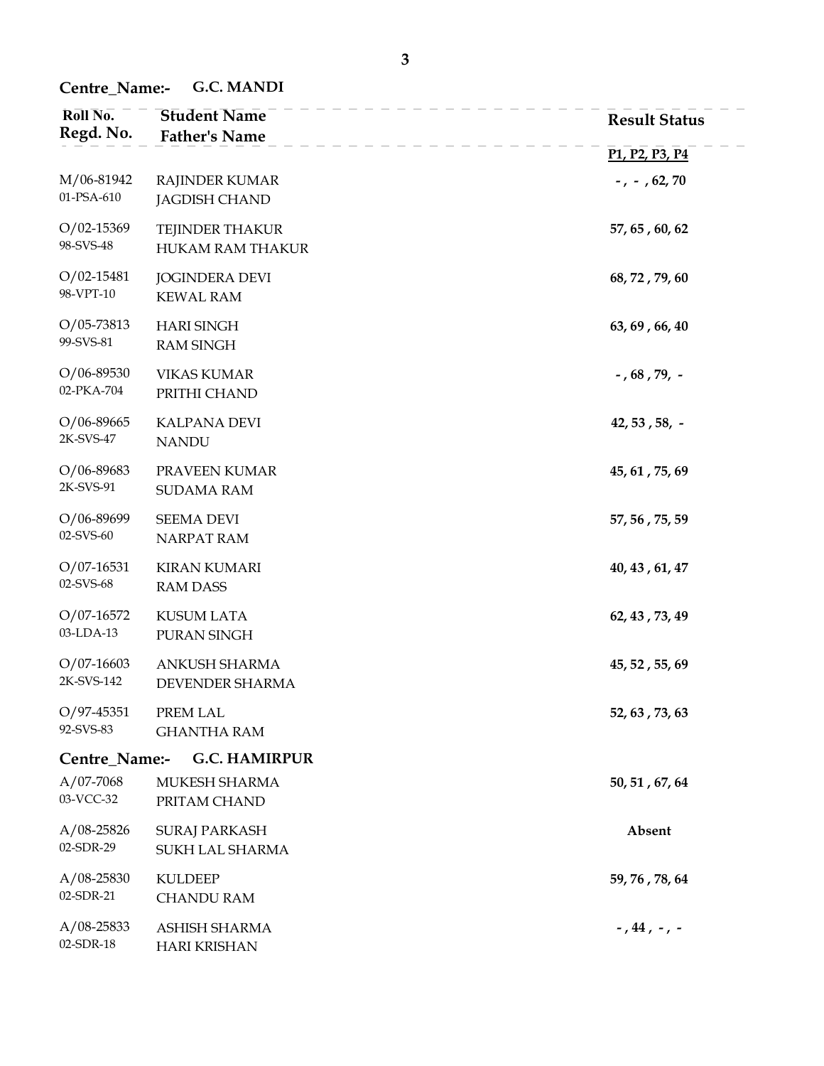**Centre_Name:- G.C. MANDI**

| Roll No. / Regd. No. | Student Name / Father's Name | Result Status P1, P2, P3, P4 |
|---|---|---|
| M/06-81942 / 01-PSA-610 | RAJINDER KUMAR / JAGDISH CHAND | - , - , 62, 70 |
| O/02-15369 / 98-SVS-48 | TEJINDER THAKUR / HUKAM RAM THAKUR | 57, 65 , 60, 62 |
| O/02-15481 / 98-VPT-10 | JOGINDERA DEVI / KEWAL RAM | 68, 72 , 79, 60 |
| O/05-73813 / 99-SVS-81 | HARI SINGH / RAM SINGH | 63, 69 , 66, 40 |
| O/06-89530 / 02-PKA-704 | VIKAS KUMAR / PRITHI CHAND | - , 68 , 79, - |
| O/06-89665 / 2K-SVS-47 | KALPANA DEVI / NANDU | 42, 53 , 58, - |
| O/06-89683 / 2K-SVS-91 | PRAVEEN KUMAR / SUDAMA RAM | 45, 61 , 75, 69 |
| O/06-89699 / 02-SVS-60 | SEEMA DEVI / NARPAT RAM | 57, 56 , 75, 59 |
| O/07-16531 / 02-SVS-68 | KIRAN KUMARI / RAM DASS | 40, 43 , 61, 47 |
| O/07-16572 / 03-LDA-13 | KUSUM LATA / PURAN SINGH | 62, 43 , 73, 49 |
| O/07-16603 / 2K-SVS-142 | ANKUSH SHARMA / DEVENDER SHARMA | 45, 52 , 55, 69 |
| O/97-45351 / 92-SVS-83 | PREM LAL / GHANTHA RAM | 52, 63 , 73, 63 |

**Centre_Name:- G.C. HAMIRPUR**

| Roll No. / Regd. No. | Student Name / Father's Name | Result Status P1, P2, P3, P4 |
|---|---|---|
| A/07-7068 / 03-VCC-32 | MUKESH SHARMA / PRITAM CHAND | 50, 51 , 67, 64 |
| A/08-25826 / 02-SDR-29 | SURAJ PARKASH / SUKH LAL SHARMA | Absent |
| A/08-25830 / 02-SDR-21 | KULDEEP / CHANDU RAM | 59, 76 , 78, 64 |
| A/08-25833 / 02-SDR-18 | ASHISH SHARMA / HARI KRISHAN | - , 44 , - , - |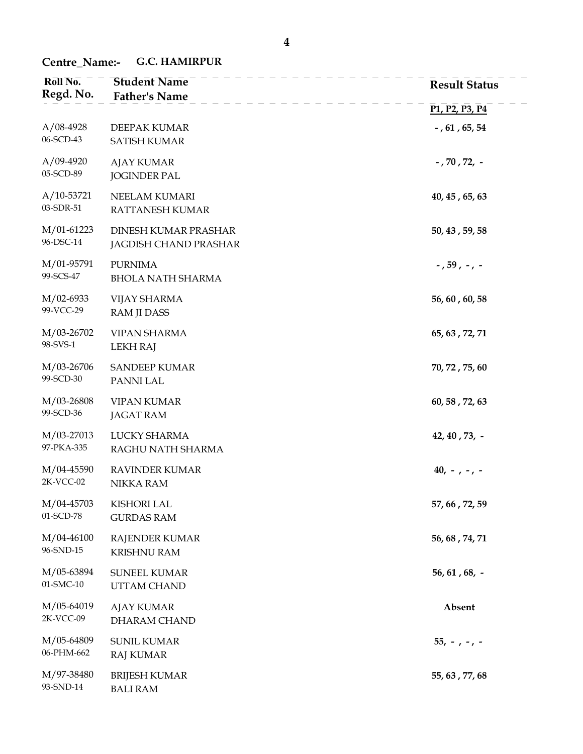**Centre_Name:- G.C. HAMIRPUR**

| Roll No. / Regd. No. | Student Name / Father's Name | Result Status (P1, P2, P3, P4) |
|---|---|---|
| A/08-4928<br>06-SCD-43 | DEEPAK KUMAR<br>SATISH KUMAR | - , 61 , 65, 54 |
| A/09-4920<br>05-SCD-89 | AJAY KUMAR<br>JOGINDER PAL | - , 70 , 72, - |
| A/10-53721<br>03-SDR-51 | NEELAM KUMARI<br>RATTANESH KUMAR | 40, 45 , 65, 63 |
| M/01-61223<br>96-DSC-14 | DINESH KUMAR PRASHAR<br>JAGDISH CHAND PRASHAR | 50, 43 , 59, 58 |
| M/01-95791<br>99-SCS-47 | PURNIMA<br>BHOLA NATH SHARMA | - , 59 , - , - |
| M/02-6933<br>99-VCC-29 | VIJAY SHARMA<br>RAM JI DASS | 56, 60 , 60, 58 |
| M/03-26702<br>98-SVS-1 | VIPAN SHARMA<br>LEKH RAJ | 65, 63 , 72, 71 |
| M/03-26706<br>99-SCD-30 | SANDEEP KUMAR<br>PANNI LAL | 70, 72 , 75, 60 |
| M/03-26808<br>99-SCD-36 | VIPAN KUMAR<br>JAGAT RAM | 60, 58 , 72, 63 |
| M/03-27013<br>97-PKA-335 | LUCKY SHARMA<br>RAGHU NATH SHARMA | 42, 40 , 73, - |
| M/04-45590<br>2K-VCC-02 | RAVINDER KUMAR<br>NIKKA RAM | 40, - , - , - |
| M/04-45703<br>01-SCD-78 | KISHORI LAL<br>GURDAS RAM | 57, 66 , 72, 59 |
| M/04-46100<br>96-SND-15 | RAJENDER KUMAR<br>KRISHNU RAM | 56, 68 , 74, 71 |
| M/05-63894<br>01-SMC-10 | SUNEEL KUMAR<br>UTTAM CHAND | 56, 61 , 68, - |
| M/05-64019<br>2K-VCC-09 | AJAY KUMAR<br>DHARAM CHAND | Absent |
| M/05-64809<br>06-PHM-662 | SUNIL KUMAR<br>RAJ KUMAR | 55, - , - , - |
| M/97-38480<br>93-SND-14 | BRIJESH KUMAR<br>BALI RAM | 55, 63 , 77, 68 |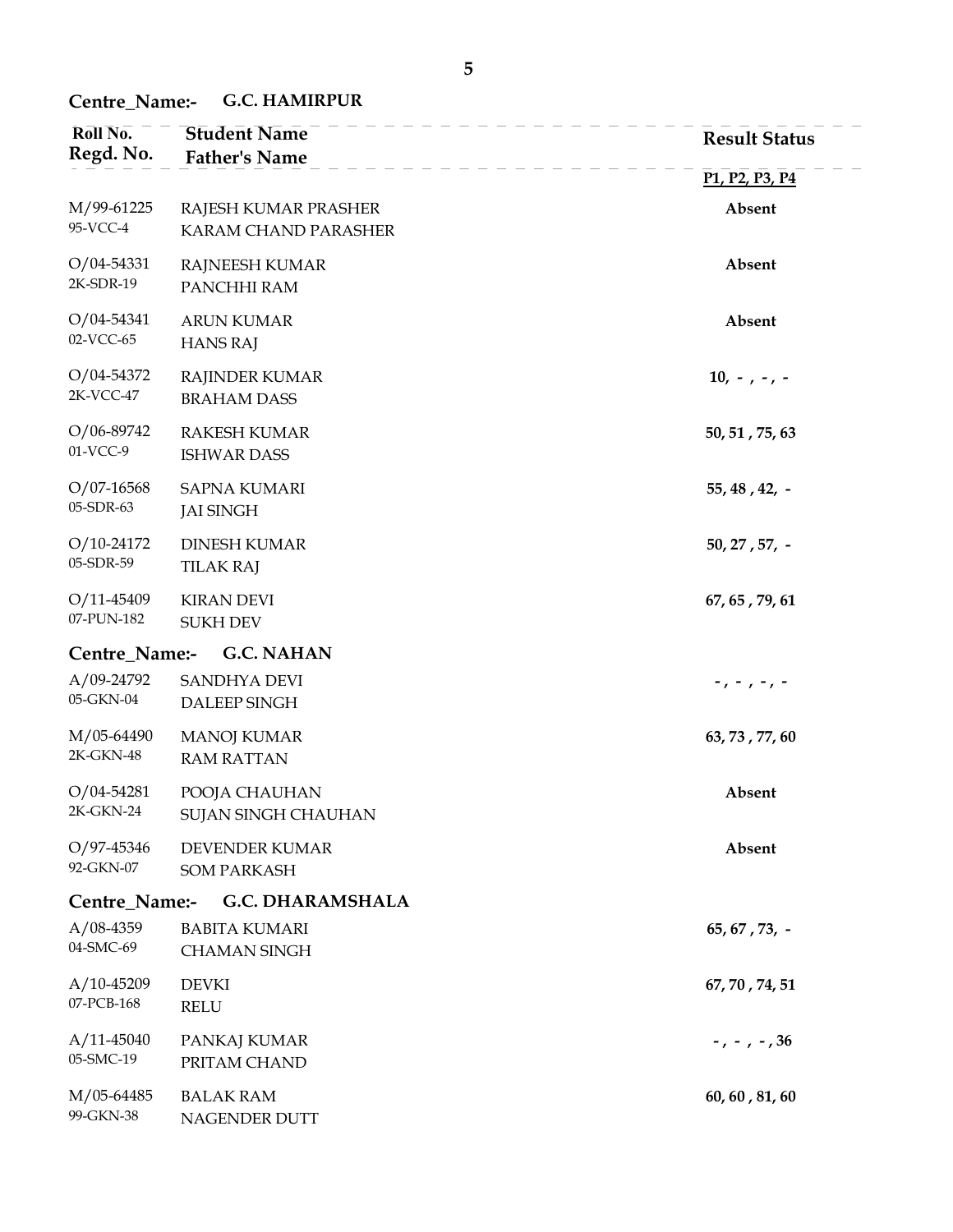**Centre_Name:- G.C. HAMIRPUR**

| Roll No. / Regd. No. | Student Name / Father's Name | Result Status P1, P2, P3, P4 |
| --- | --- | --- |
| M/99-61225 / 95-VCC-4 | RAJESH KUMAR PRASHER / KARAM CHAND PARASHER | **Absent** |
| O/04-54331 / 2K-SDR-19 | RAJNEESH KUMAR / PANCHHI RAM | **Absent** |
| O/04-54341 / 02-VCC-65 | ARUN KUMAR / HANS RAJ | **Absent** |
| O/04-54372 / 2K-VCC-47 | RAJINDER KUMAR / BRAHAM DASS | **10, - , - , -** |
| O/06-89742 / 01-VCC-9 | RAKESH KUMAR / ISHWAR DASS | **50, 51 , 75, 63** |
| O/07-16568 / 05-SDR-63 | SAPNA KUMARI / JAI SINGH | **55, 48 , 42, -** |
| O/10-24172 / 05-SDR-59 | DINESH KUMAR / TILAK RAJ | **50, 27 , 57, -** |
| O/11-45409 / 07-PUN-182 | KIRAN DEVI / SUKH DEV | **67, 65 , 79, 61** |

**Centre_Name:- G.C. NAHAN**

| Roll No. / Regd. No. | Student Name / Father's Name | Result Status P1, P2, P3, P4 |
| --- | --- | --- |
| A/09-24792 / 05-GKN-04 | SANDHYA DEVI / DALEEP SINGH | **- , - , - , -** |
| M/05-64490 / 2K-GKN-48 | MANOJ KUMAR / RAM RATTAN | **63, 73 , 77, 60** |
| O/04-54281 / 2K-GKN-24 | POOJA CHAUHAN / SUJAN SINGH CHAUHAN | **Absent** |
| O/97-45346 / 92-GKN-07 | DEVENDER KUMAR / SOM PARKASH | **Absent** |

**Centre_Name:- G.C. DHARAMSHALA**

| Roll No. / Regd. No. | Student Name / Father's Name | Result Status P1, P2, P3, P4 |
| --- | --- | --- |
| A/08-4359 / 04-SMC-69 | BABITA KUMARI / CHAMAN SINGH | **65, 67 , 73, -** |
| A/10-45209 / 07-PCB-168 | DEVKI / RELU | **67, 70 , 74, 51** |
| A/11-45040 / 05-SMC-19 | PANKAJ KUMAR / PRITAM CHAND | **- , - , - , 36** |
| M/05-64485 / 99-GKN-38 | BALAK RAM / NAGENDER DUTT | **60, 60 , 81, 60** |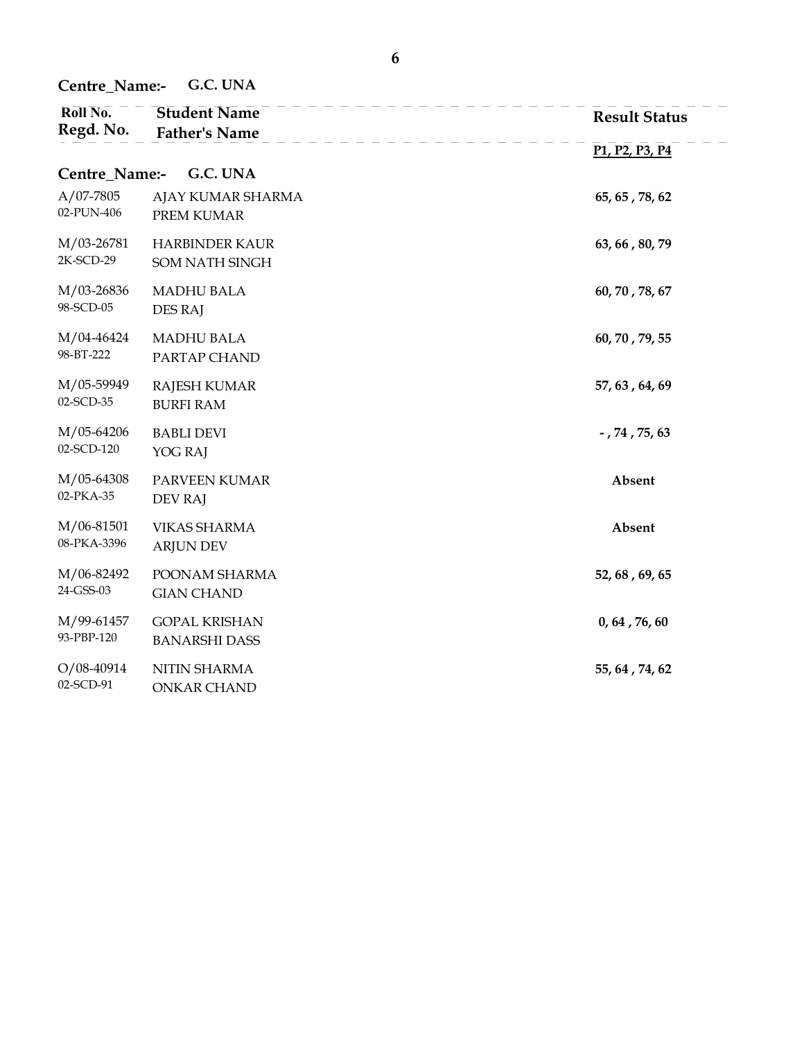**Centre_Name:- G.C. UNA**

| Roll No. / Regd. No. | Student Name / Father's Name | Result Status (P1, P2, P3, P4) |
|---|---|---|
| **Centre_Name:- G.C. UNA** | | |
| A/07-7805<br>02-PUN-406 | AJAY KUMAR SHARMA<br>PREM KUMAR | **65, 65 , 78, 62** |
| M/03-26781<br>2K-SCD-29 | HARBINDER KAUR<br>SOM NATH SINGH | **63, 66 , 80, 79** |
| M/03-26836<br>98-SCD-05 | MADHU BALA<br>DES RAJ | **60, 70 , 78, 67** |
| M/04-46424<br>98-BT-222 | MADHU BALA<br>PARTAP CHAND | **60, 70 , 79, 55** |
| M/05-59949<br>02-SCD-35 | RAJESH KUMAR<br>BURFI RAM | **57, 63 , 64, 69** |
| M/05-64206<br>02-SCD-120 | BABLI DEVI<br>YOG RAJ | **- , 74 , 75, 63** |
| M/05-64308<br>02-PKA-35 | PARVEEN KUMAR<br>DEV RAJ | **Absent** |
| M/06-81501<br>08-PKA-3396 | VIKAS SHARMA<br>ARJUN DEV | **Absent** |
| M/06-82492<br>24-GSS-03 | POONAM SHARMA<br>GIAN CHAND | **52, 68 , 69, 65** |
| M/99-61457<br>93-PBP-120 | GOPAL KRISHAN<br>BANARSHI DASS | **0, 64 , 76, 60** |
| O/08-40914<br>02-SCD-91 | NITIN SHARMA<br>ONKAR CHAND | **55, 64 , 74, 62** |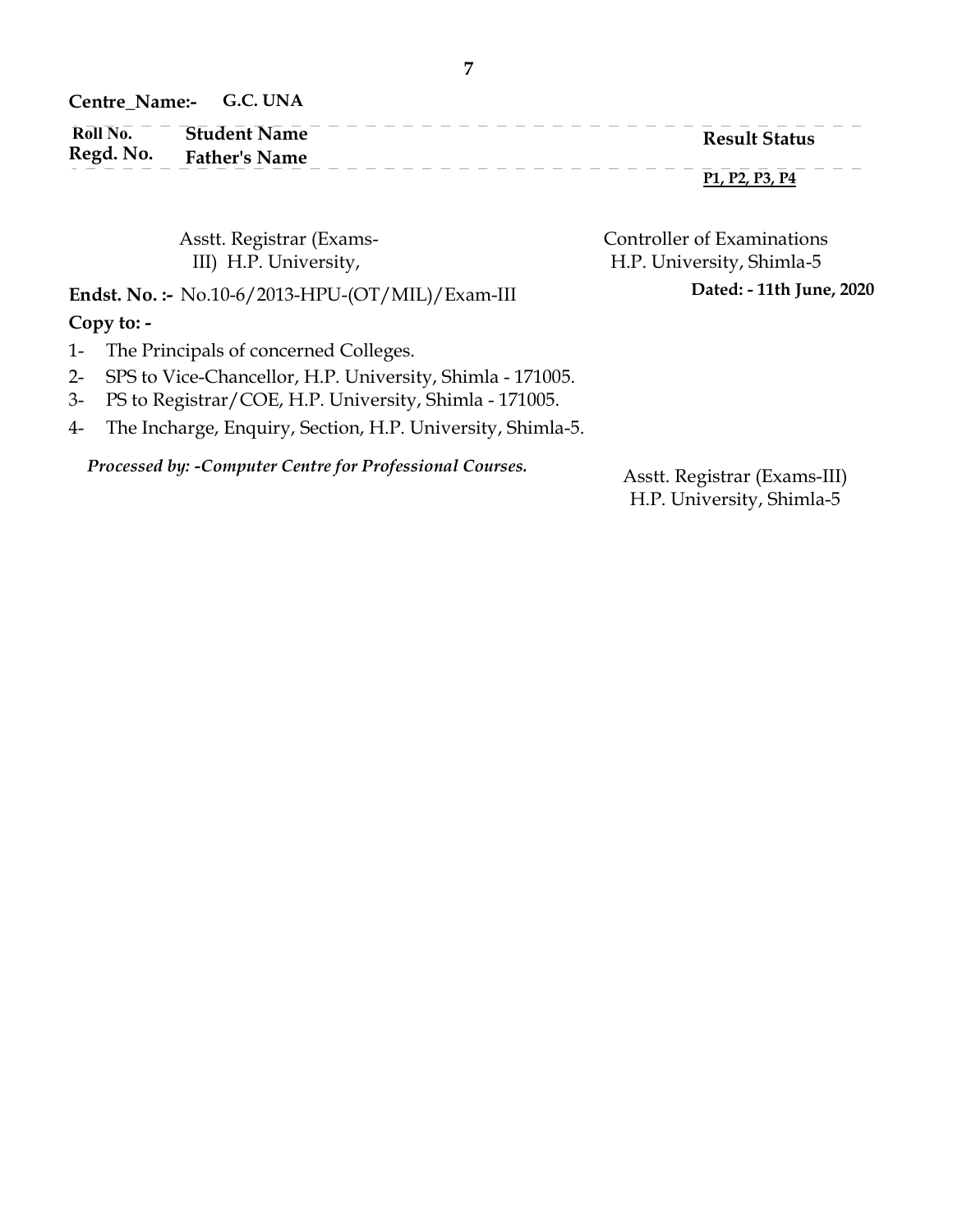**Centre_Name:-** **G.C. UNA**

| Roll No. / Regd. No. | Student Name / Father's Name | Result Status |
|---|---|---|
| | | P1, P2, P3, P4 |

Asstt. Registrar (Exams-III) H.P. University,

Controller of Examinations
H.P. University, Shimla-5

**Endst. No. :-** No.10-6/2013-HPU-(OT/MIL)/Exam-III

**Dated: - 11th June, 2020**

**Copy to: -**

1- The Principals of concerned Colleges.
2- SPS to Vice-Chancellor, H.P. University, Shimla - 171005.
3- PS to Registrar/COE, H.P. University, Shimla - 171005.
4- The Incharge, Enquiry, Section, H.P. University, Shimla-5.

***Processed by: -Computer Centre for Professional Courses.***

Asstt. Registrar (Exams-III)
H.P. University, Shimla-5